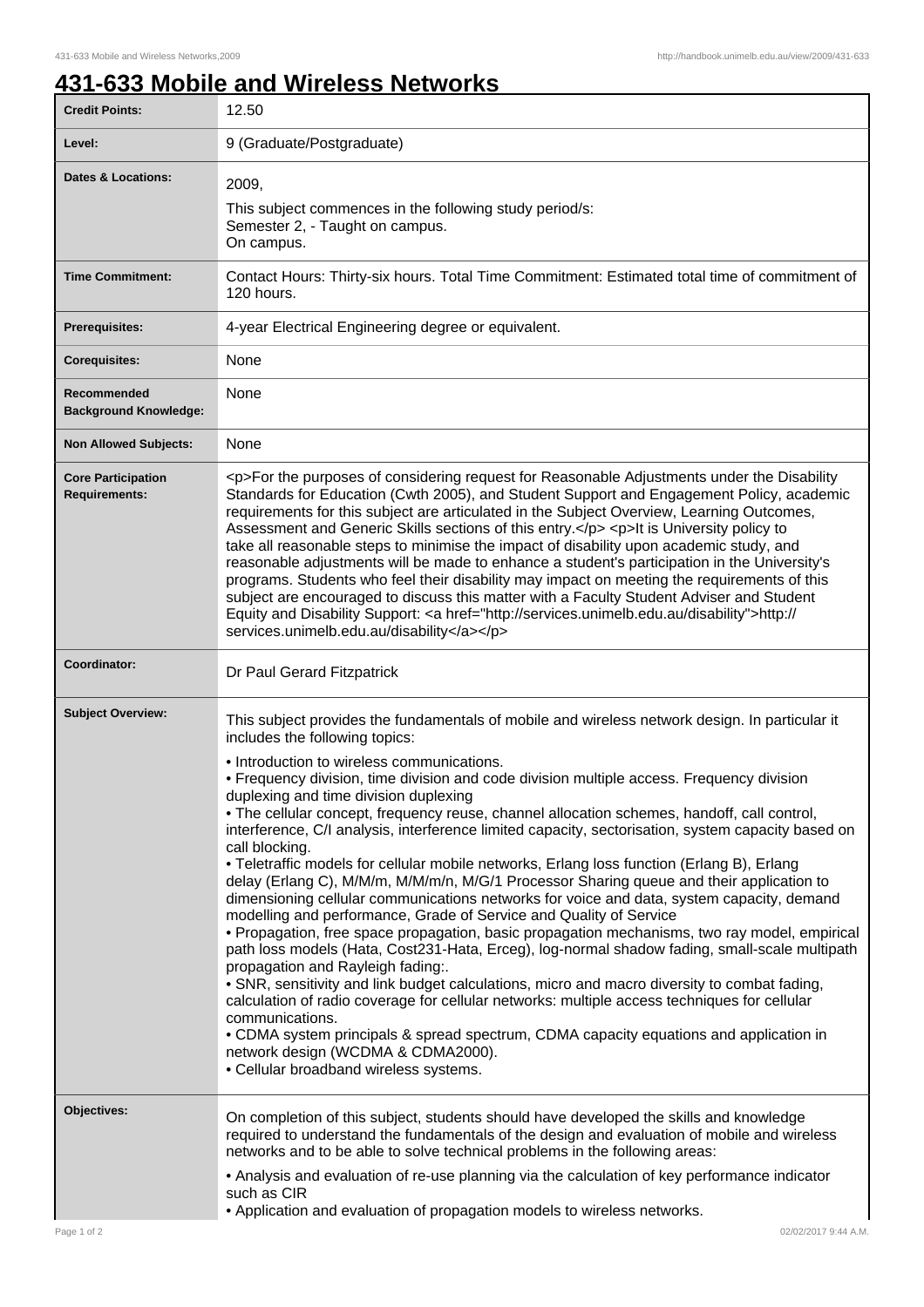# 431-633 Mobile and Wireless Networks

| | |
|---|---|
| **Credit Points:** | 12.50 |
| **Level:** | 9 (Graduate/Postgraduate) |
| **Dates & Locations:** | 2009,<br>This subject commences in the following study period/s:<br>Semester 2, - Taught on campus.<br>On campus. |
| **Time Commitment:** | Contact Hours: Thirty-six hours. Total Time Commitment: Estimated total time of commitment of 120 hours. |
| **Prerequisites:** | 4-year Electrical Engineering degree or equivalent. |
| **Corequisites:** | None |
| **Recommended Background Knowledge:** | None |
| **Non Allowed Subjects:** | None |
| **Core Participation Requirements:** | <p>For the purposes of considering request for Reasonable Adjustments under the Disability Standards for Education (Cwth 2005), and Student Support and Engagement Policy, academic requirements for this subject are articulated in the Subject Overview, Learning Outcomes, Assessment and Generic Skills sections of this entry.</p> <p>It is University policy to take all reasonable steps to minimise the impact of disability upon academic study, and reasonable adjustments will be made to enhance a student's participation in the University's programs. Students who feel their disability may impact on meeting the requirements of this subject are encouraged to discuss this matter with a Faculty Student Adviser and Student Equity and Disability Support: <a href="http://services.unimelb.edu.au/disability">http://services.unimelb.edu.au/disability</a></p> |
| **Coordinator:** | Dr Paul Gerard Fitzpatrick |
| **Subject Overview:** | This subject provides the fundamentals of mobile and wireless network design. In particular it includes the following topics:<br>• Introduction to wireless communications.<br>• Frequency division, time division and code division multiple access. Frequency division duplexing and time division duplexing<br>• The cellular concept, frequency reuse, channel allocation schemes, handoff, call control, interference, C/I analysis, interference limited capacity, sectorisation, system capacity based on call blocking.<br>• Teletraffic models for cellular mobile networks, Erlang loss function (Erlang B), Erlang delay (Erlang C), M/M/m, M/M/m/n, M/G/1 Processor Sharing queue and their application to dimensioning cellular communications networks for voice and data, system capacity, demand modelling and performance, Grade of Service and Quality of Service<br>• Propagation, free space propagation, basic propagation mechanisms, two ray model, empirical path loss models (Hata, Cost231-Hata, Erceg), log-normal shadow fading, small-scale multipath propagation and Rayleigh fading:.<br>• SNR, sensitivity and link budget calculations, micro and macro diversity to combat fading, calculation of radio coverage for cellular networks: multiple access techniques for cellular communications.<br>• CDMA system principals & spread spectrum, CDMA capacity equations and application in network design (WCDMA & CDMA2000).<br>• Cellular broadband wireless systems. |
| **Objectives:** | On completion of this subject, students should have developed the skills and knowledge required to understand the fundamentals of the design and evaluation of mobile and wireless networks and to be able to solve technical problems in the following areas:<br>• Analysis and evaluation of re-use planning via the calculation of key performance indicator such as CIR<br>• Application and evaluation of propagation models to wireless networks. |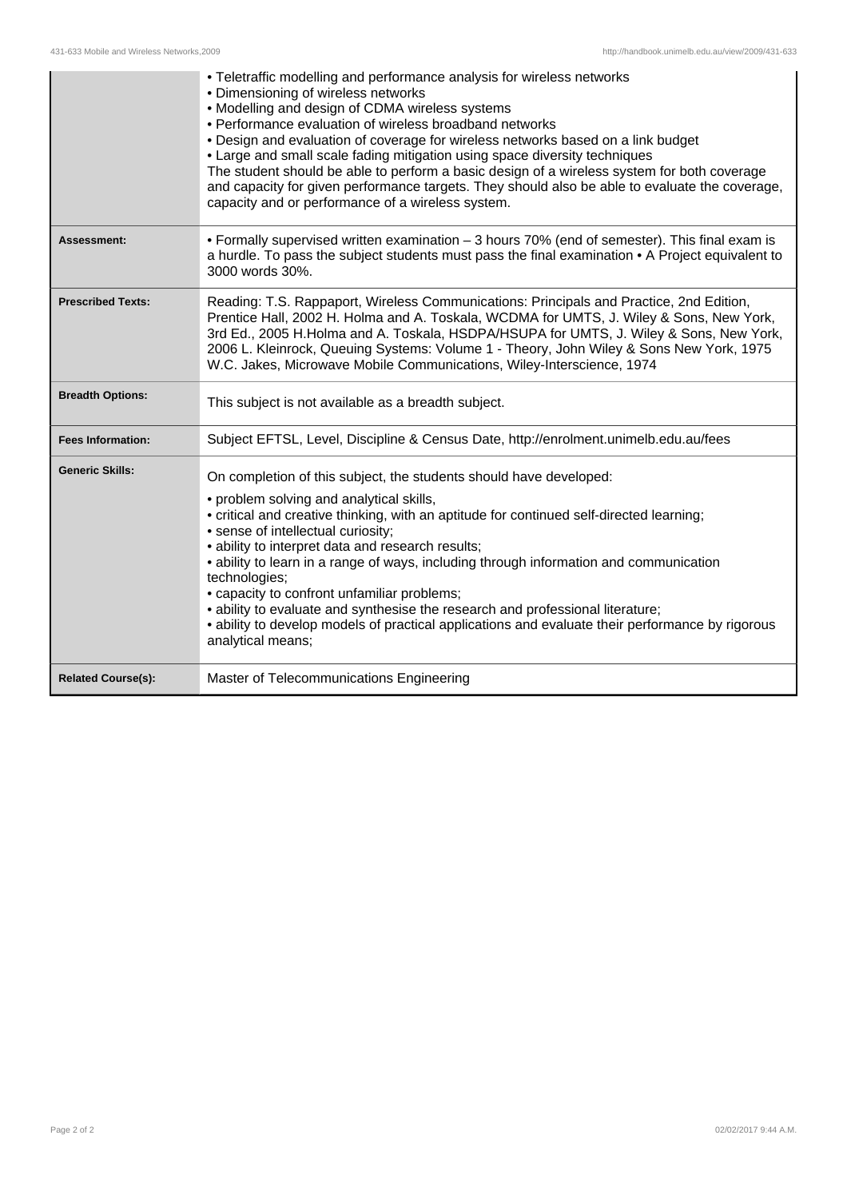| | |
|---|---|
| | • Teletraffic modelling and performance analysis for wireless networks<br>• Dimensioning of wireless networks<br>• Modelling and design of CDMA wireless systems<br>• Performance evaluation of wireless broadband networks<br>• Design and evaluation of coverage for wireless networks based on a link budget<br>• Large and small scale fading mitigation using space diversity techniques<br>The student should be able to perform a basic design of a wireless system for both coverage and capacity for given performance targets. They should also be able to evaluate the coverage, capacity and or performance of a wireless system. |
| **Assessment:** | • Formally supervised written examination – 3 hours 70% (end of semester). This final exam is a hurdle. To pass the subject students must pass the final examination • A Project equivalent to 3000 words 30%. |
| **Prescribed Texts:** | Reading: T.S. Rappaport, Wireless Communications: Principals and Practice, 2nd Edition, Prentice Hall, 2002 H. Holma and A. Toskala, WCDMA for UMTS, J. Wiley & Sons, New York, 3rd Ed., 2005 H.Holma and A. Toskala, HSDPA/HSUPA for UMTS, J. Wiley & Sons, New York, 2006 L. Kleinrock, Queuing Systems: Volume 1 - Theory, John Wiley & Sons New York, 1975 W.C. Jakes, Microwave Mobile Communications, Wiley-Interscience, 1974 |
| **Breadth Options:** | This subject is not available as a breadth subject. |
| **Fees Information:** | Subject EFTSL, Level, Discipline & Census Date, http://enrolment.unimelb.edu.au/fees |
| **Generic Skills:** | On completion of this subject, the students should have developed:<br>• problem solving and analytical skills,<br>• critical and creative thinking, with an aptitude for continued self-directed learning;<br>• sense of intellectual curiosity;<br>• ability to interpret data and research results;<br>• ability to learn in a range of ways, including through information and communication technologies;<br>• capacity to confront unfamiliar problems;<br>• ability to evaluate and synthesise the research and professional literature;<br>• ability to develop models of practical applications and evaluate their performance by rigorous analytical means; |
| **Related Course(s):** | Master of Telecommunications Engineering |